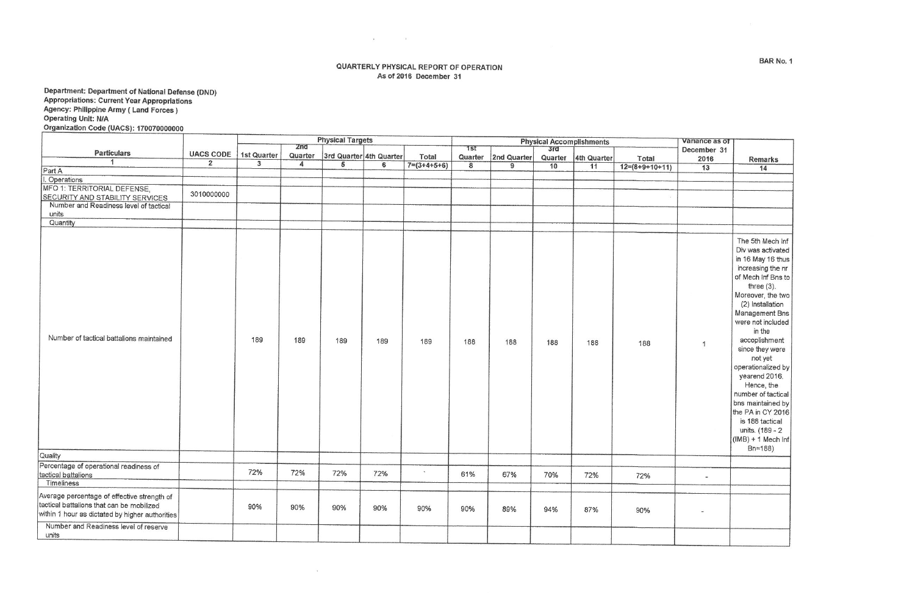BAR No. 1

## QUARTERLY PHYSICAL REPORT OF OPERATION
As of 2016 December 31

**Department: Department of National Defense (DND)**
**Appropriations: Current Year Appropriations**
**Agency: Philippine Army ( Land Forces )**
**Operating Unit: N/A**
**Organization Code (UACS): 170070000000**

| Particulars | UACS CODE | Physical Targets | | | | | Physical Accomplishments | | | | | Variance as of December 31 2016 | Remarks |
|---|---|---|---|---|---|---|---|---|---|---|---|---|---|
| | | 1st Quarter | 2nd Quarter | 3rd Quarter | 4th Quarter | Total | 1st Quarter | 2nd Quarter | 3rd Quarter | 4th Quarter | Total | | |
| 1 | 2 | 3 | 4 | 5 | 6 | 7=(3+4+5+6) | 8 | 9 | 10 | 11 | 12=(8+9+10+11) | 13 | 14 |
| Part A | | | | | | | | | | | | | |
| I. Operations | | | | | | | | | | | | | |
| MFO 1: TERRITORIAL DEFENSE, SECURITY AND STABILITY SERVICES | 3010000000 | | | | | | | | | | | | |
| Number and Readiness level of tactical units | | | | | | | | | | | | | |
| Quantity | | | | | | | | | | | | | |
| Number of tactical battalions maintained | | 189 | 189 | 189 | 189 | 189 | 188 | 188 | 188 | 188 | 188 | 1 | The 5th Mech Inf Div was activated in 16 May 16 thus increasing the nr of Mech Inf Bns to three (3). Moreover, the two (2) Installation Management Bns were not included in the accoplishment since they were not yet operationalized by yearend 2016. Hence, the number of tactical bns maintained by the PA in CY 2016 is 188 tactical units. (189 - 2 (IMB) + 1 Mech Inf Bn=188) |
| Quality | | | | | | | | | | | | | |
| Percentage of operational readiness of tactical battalions | | 72% | 72% | 72% | 72% | - | 61% | 67% | 70% | 72% | 72% | - | |
| Timeliness | | | | | | | | | | | | | |
| Average percentage of effective strength of tactical battalions that can be mobilized within 1 hour as dictated by higher authorities | | 90% | 90% | 90% | 90% | 90% | 90% | 89% | 94% | 87% | 90% | - | |
| Number and Readiness level of reserve units | | | | | | | | | | | | | |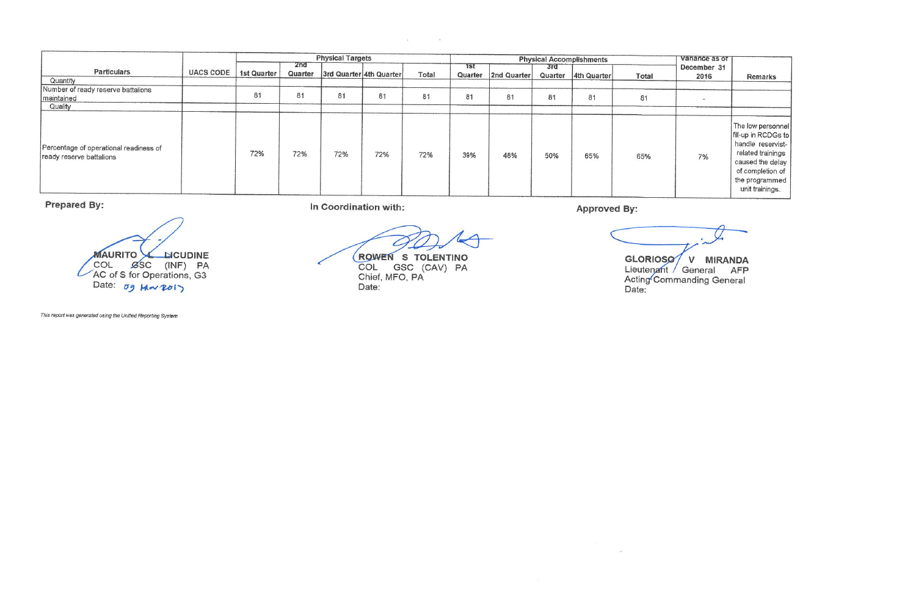| Particulars | UACS CODE | Physical Targets | | | | | Physical Accomplishments | | | | | Variance as of December 31 2016 | Remarks |
|---|---|---|---|---|---|---|---|---|---|---|---|---|---|
| | | 1st Quarter | 2nd Quarter | 3rd Quarter | 4th Quarter | Total | 1st Quarter | 2nd Quarter | 3rd Quarter | 4th Quarter | Total | | |
| Quantity | | | | | | | | | | | | | |
| Number of ready reserve battalions maintained | | 81 | 81 | 81 | 81 | 81 | 81 | 81 | 81 | 81 | 81 | - | |
| Quality | | | | | | | | | | | | | |
| Percentage of operational readiness of ready reserve battalions | | 72% | 72% | 72% | 72% | 72% | 39% | 48% | 50% | 65% | 65% | 7% | The low personnel fill-up in RCDGs to handle reservist-related trainings caused the delay of completion of the programmed unit trainings. |

**Prepared By:**

MAURITO L LICUDINE
COL GSC (INF) PA
AC of S for Operations, G3
Date: 09 Mar 2017

**In Coordination with:**

ROWEN S TOLENTINO
COL GSC (CAV) PA
Chief, MFO, PA
Date:

**Approved By:**

GLORIOSO V MIRANDA
Lieutenant General AFP
Acting Commanding General
Date:

*This report was generated using the Unified Reporting System*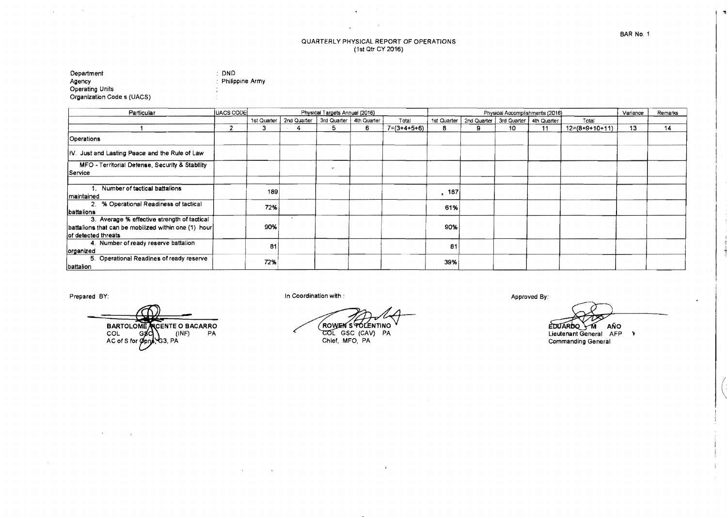BAR No. 1

QUARTERLY PHYSICAL REPORT OF OPERATIONS
(1st Qtr CY 2016)

Department : DND
Agency : Philippine Army
Operating Units :
Organization Code s (UACS) :

| Particular | UACS CODE | Physical Targets Annual (2016) | | | | | Physical Accomplishments (2016) | | | | | Variance | Remarks |
|---|---|---|---|---|---|---|---|---|---|---|---|---|---|
| | | 1st Quarter | 2nd Quarter | 3rd Quarter | 4th Quarter | Total | 1st Quarter | 2nd Quarter | 3rd Quarter | 4th Quarter | Total | | |
| 1 | 2 | 3 | 4 | 5 | 6 | 7=(3+4+5+6) | 8 | 9 | 10 | 11 | 12=(8+9+10+11) | 13 | 14 |
| Operations | | | | | | | | | | | | | |
| IV. Just and Lasting Peace and the Rule of Law | | | | | | | | | | | | | |
| MFO - Territorial Defense, Security & Stability Service | | | | | | | | | | | | | |
| 1. Number of tactical battalions maintained | | 189 | | | | | 187 | | | | | | |
| 2. % Operational Readiness of tactical battalions | | 72% | | | | | 61% | | | | | | |
| 3. Average % effective strength of tactical battalions that can be mobilized within one (1) hour of detected threats | | 90% | | | | | 90% | | | | | | |
| 4. Number of ready reserve battalion organized | | 81 | | | | | 81 | | | | | | |
| 5. Operational Readines of ready reserve battalion | | 72% | | | | | 39% | | | | | | |

Prepared BY:

BARTOLOME VICENTE O BACARRO
COL GSC (INF) PA
AC of S for Opns, G3, PA

In Coordination with :

ROWEN S TOLENTINO
COL GSC (CAV) PA
Chief, MFO, PA

Approved By:

EDUARDO M AÑO
Lieutenant General AFP
Commanding General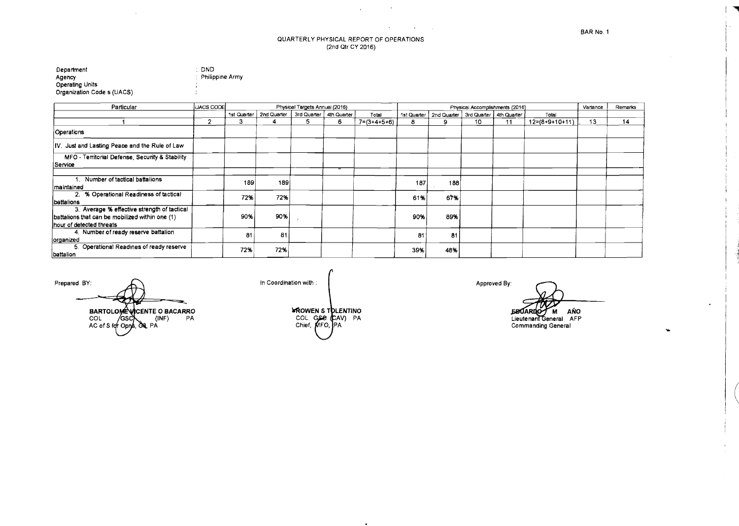BAR No. 1

# QUARTERLY PHYSICAL REPORT OF OPERATIONS
(2nd Qtr CY 2016)

Department : DND
Agency : Philippine Army
Operating Units :
Organization Code s (UACS) :

| Particular | UACS CODE | Physical Targets Annual (2016) | | | | | Physical Accomplishments (2016) | | | | | Variance | Remarks |
|---|---|---|---|---|---|---|---|---|---|---|---|---|---|
| | | 1st Quarter | 2nd Quarter | 3rd Quarter | 4th Quarter | Total | 1st Quarter | 2nd Quarter | 3rd Quarter | 4th Quarter | Total | | |
| 1 | 2 | 3 | 4 | 5 | 6 | 7=(3+4+5+6) | 8 | 9 | 10 | 11 | 12=(8+9+10+11) | 13 | 14 |
| Operations | | | | | | | | | | | | | |
| IV. Just and Lasting Peace and the Rule of Law | | | | | | | | | | | | | |
| MFO - Territorial Defense, Security & Stability Service | | | | | | | | | | | | | |
| | | | | | | | | | | | | | |
| 1. Number of tactical battalions maintained | | 189 | 189 | | | | 187 | 188 | | | | | |
| 2. % Operational Readiness of tactical battalions | | 72% | 72% | | | | 61% | 67% | | | | | |
| 3. Average % effective strength of tactical battalions that can be mobilized within one (1) hour of detected threats | | 90% | 90% | | | | 90% | 89% | | | | | |
| 4. Number of ready reserve battalion organized | | 81 | 81 | | | | 81 | 81 | | | | | |
| 5. Operational Readines of ready reserve battalion | | 72% | 72% | | | | 39% | 48% | | | | | |

Prepared BY:

**BARTOLOME VICENTE O BACARRO**
COL (GSC) (INF) PA
AC of S for Opns, OA, PA

In Coordination with :

**ROWEN S TOLENTINO**
COL GSC (CAV) PA
Chief, MFO, PA

Approved By:

**EDUARDO M AÑO**
Lieutenant General AFP
Commanding General